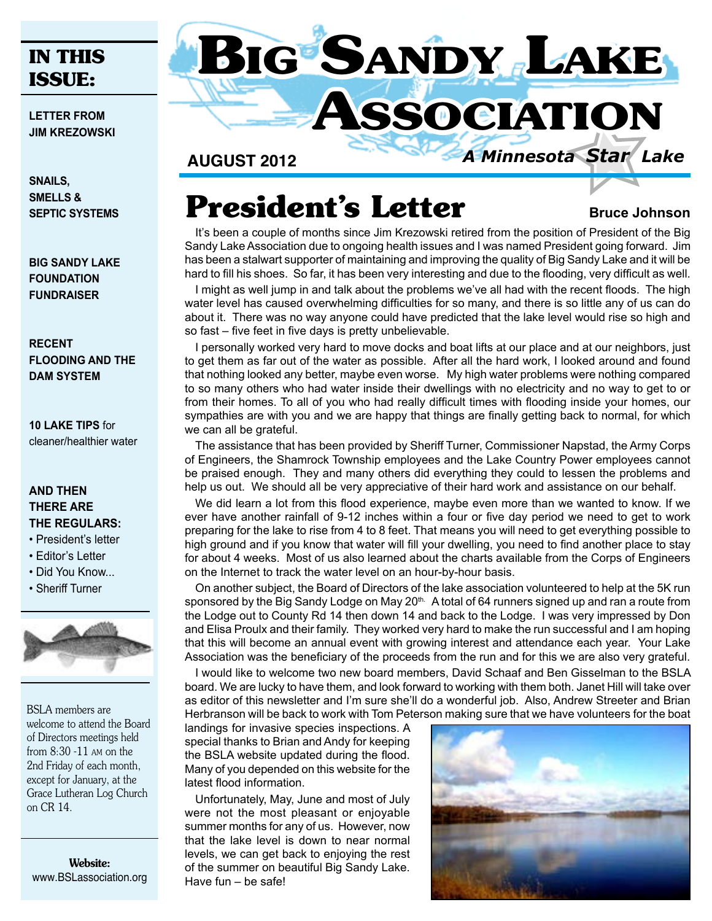# Big Sandy Lake Association

**AUGUST 2012**

*A Minnesota Star Lake*

## IN THIS ISSUE:

**LETTER FROM JIM KREZOWSKI**

**SNAILS, SMELLS & SEPTIC SYSTEMS**

**BIG SANDY LAKE FOUNDATION FUNDRAISER**

**RECENT FLOODING AND THE DAM SYSTEM**

**10 LAKE TIPS** for cleaner/healthier water

**AND THEN THERE ARE THE REGULARS:**

- President's letter
- Editor's Letter
- Did You Know...
- Sheriff Turner

BSLA members are welcome to attend the Board of Directors meetings held from 8:30 -11 AM on the 2nd Friday of each month, except for January, at the Grace Lutheran Log Church on CR 14.

**Website:** www.BSLassociation.org

# President's Letter

**Bruce Johnson**

It's been a couple of months since Jim Krezowski retired from the position of President of the Big Sandy Lake Association due to ongoing health issues and I was named President going forward. Jim has been a stalwart supporter of maintaining and improving the quality of Big Sandy Lake and it will be hard to fill his shoes. So far, it has been very interesting and due to the flooding, very difficult as well.

I might as well jump in and talk about the problems we've all had with the recent floods. The high water level has caused overwhelming difficulties for so many, and there is so little any of us can do about it. There was no way anyone could have predicted that the lake level would rise so high and so fast – five feet in five days is pretty unbelievable.

I personally worked very hard to move docks and boat lifts at our place and at our neighbors, just to get them as far out of the water as possible. After all the hard work, I looked around and found that nothing looked any better, maybe even worse. My high water problems were nothing compared to so many others who had water inside their dwellings with no electricity and no way to get to or from their homes. To all of you who had really difficult times with flooding inside your homes, our sympathies are with you and we are happy that things are finally getting back to normal, for which we can all be grateful.

The assistance that has been provided by Sheriff Turner, Commissioner Napstad, the Army Corps of Engineers, the Shamrock Township employees and the Lake Country Power employees cannot be praised enough. They and many others did everything they could to lessen the problems and help us out. We should all be very appreciative of their hard work and assistance on our behalf.

We did learn a lot from this flood experience, maybe even more than we wanted to know. If we ever have another rainfall of 9-12 inches within a four or five day period we need to get to work preparing for the lake to rise from 4 to 8 feet. That means you will need to get everything possible to high ground and if you know that water will fill your dwelling, you need to find another place to stay for about 4 weeks. Most of us also learned about the charts available from the Corps of Engineers on the Internet to track the water level on an hour-by-hour basis.

On another subject, the Board of Directors of the lake association volunteered to help at the 5K run sponsored by the Big Sandy Lodge on May 20th. A total of 64 runners signed up and ran a route from the Lodge out to County Rd 14 then down 14 and back to the Lodge. I was very impressed by Don and Elisa Proulx and their family. They worked very hard to make the run successful and I am hoping that this will become an annual event with growing interest and attendance each year. Your Lake Association was the beneficiary of the proceeds from the run and for this we are also very grateful.

I would like to welcome two new board members, David Schaaf and Ben Gisselman to the BSLA board. We are lucky to have them, and look forward to working with them both. Janet Hill will take over as editor of this newsletter and I'm sure she'll do a wonderful job. Also, Andrew Streeter and Brian Herbranson will be back to work with Tom Peterson making sure that we have volunteers for the boat landings for invasive species inspections. A special thanks to Brian and Andy for keeping the BSLA website updated during the flood. Many of you depended on this website for the latest flood information.

Unfortunately, May, June and most of July were not the most pleasant or enjoyable summer months for any of us. However, now that the lake level is down to near normal levels, we can get back to enjoying the rest of the summer on beautiful Big Sandy Lake. Have fun – be safe!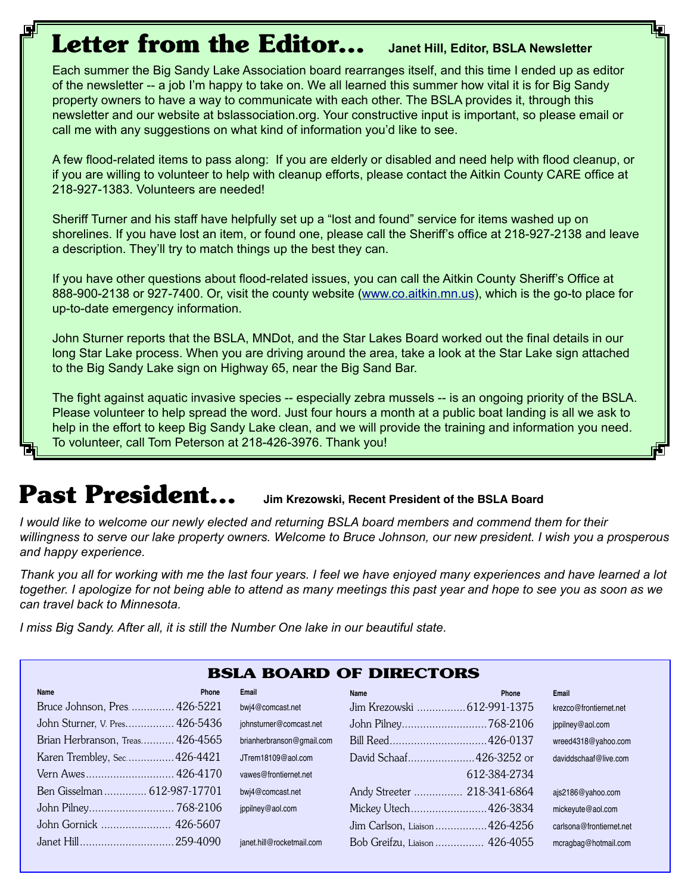## Letter from the Editor...

**Janet Hill, Editor, BSLA Newsletter**

Each summer the Big Sandy Lake Association board rearranges itself, and this time I ended up as editor of the newsletter -- a job I'm happy to take on. We all learned this summer how vital it is for Big Sandy property owners to have a way to communicate with each other. The BSLA provides it, through this newsletter and our website at bslassociation.org. Your constructive input is important, so please email or call me with any suggestions on what kind of information you'd like to see.

A few flood-related items to pass along: If you are elderly or disabled and need help with flood cleanup, or if you are willing to volunteer to help with cleanup efforts, please contact the Aitkin County CARE office at 218-927-1383. Volunteers are needed!

Sheriff Turner and his staff have helpfully set up a "lost and found" service for items washed up on shorelines. If you have lost an item, or found one, please call the Sheriff's office at 218-927-2138 and leave a description. They'll try to match things up the best they can.

If you have other questions about flood-related issues, you can call the Aitkin County Sheriff's Office at 888-900-2138 or 927-7400. Or, visit the county website (www.co.aitkin.mn.us), which is the go-to place for up-to-date emergency information.

John Sturner reports that the BSLA, MNDot, and the Star Lakes Board worked out the final details in our long Star Lake process. When you are driving around the area, take a look at the Star Lake sign attached to the Big Sandy Lake sign on Highway 65, near the Big Sand Bar.

The fight against aquatic invasive species -- especially zebra mussels -- is an ongoing priority of the BSLA. Please volunteer to help spread the word. Just four hours a month at a public boat landing is all we ask to help in the effort to keep Big Sandy Lake clean, and we will provide the training and information you need. To volunteer, call Tom Peterson at 218-426-3976. Thank you!

## Past President...

**Jim Krezowski, Recent President of the BSLA Board**

*I would like to welcome our newly elected and returning BSLA board members and commend them for their willingness to serve our lake property owners. Welcome to Bruce Johnson, our new president. I wish you a prosperous and happy experience.*

*Thank you all for working with me the last four years. I feel we have enjoyed many experiences and have learned a lot together. I apologize for not being able to attend as many meetings this past year and hope to see you as soon as we can travel back to Minnesota.*

*I miss Big Sandy. After all, it is still the Number One lake in our beautiful state.*

## BSLA BOARD OF DIRECTORS

| Name | Phone | Email |
|---|---|---|
| Bruce Johnson, Pres. | 426-5221 | bwj4@comcast.net |
| John Sturner, V. Pres. | 426-5436 | johnsturner@comcast.net |
| Brian Herbranson, Treas. | 426-4565 | brianherbranson@gmail.com |
| Karen Trembley, Sec. | 426-4421 | JTrem18109@aol.com |
| Vern Awes | 426-4170 | vawes@frontiernet.net |
| Ben Gisselman | 612-987-17701 | bwj4@comcast.net |
| John Pilney | 768-2106 | jppilney@aol.com |
| John Gornick | 426-5607 | |
| Janet Hill | 259-4090 | janet.hill@rocketmail.com |
| Jim Krezowski | 612-991-1375 | krezco@frontiernet.net |
| John Pilney | 768-2106 | jppilney@aol.com |
| Bill Reed | 426-0137 | wreed4318@yahoo.com |
| David Schaaf | 426-3252 or 612-384-2734 | daviddschaaf@live.com |
| Andy Streeter | 218-341-6864 | ajs2186@yahoo.com |
| Mickey Utech | 426-3834 | mickeyute@aol.com |
| Jim Carlson, Liaison | 426-4256 | carlsona@frontiernet.net |
| Bob Greifzu, Liaison | 426-4055 | mcragbag@hotmail.com |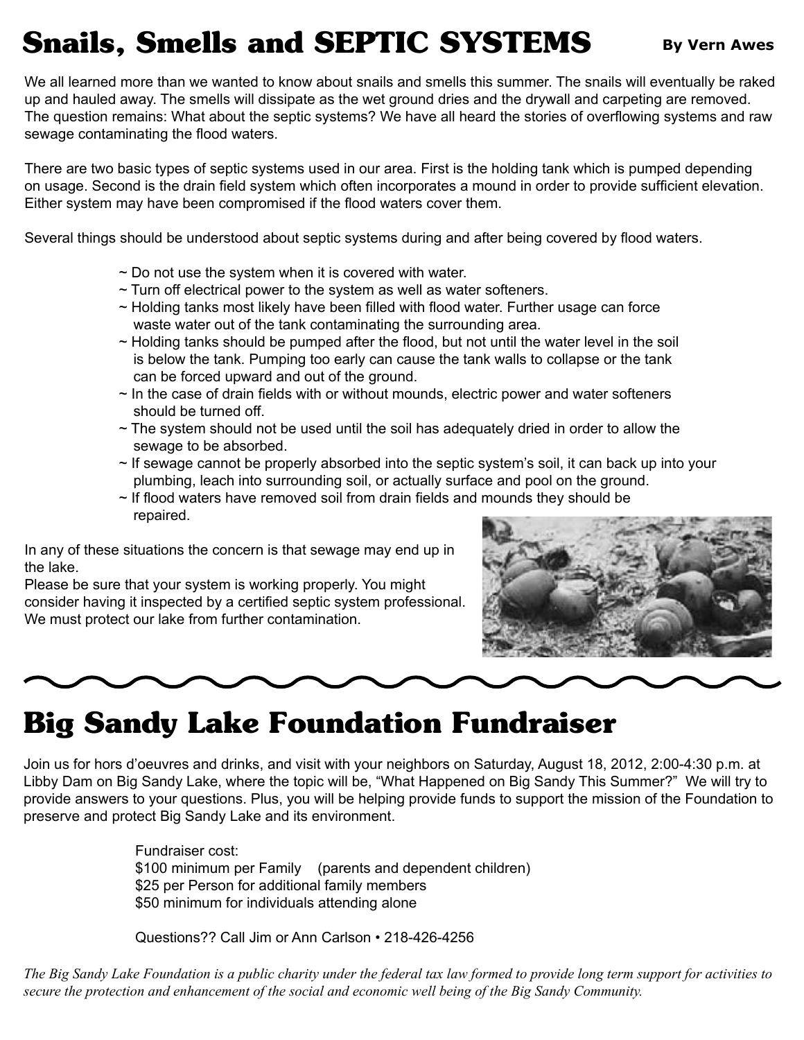# Snails, Smells and SEPTIC SYSTEMS

**By Vern Awes**

We all learned more than we wanted to know about snails and smells this summer. The snails will eventually be raked up and hauled away. The smells will dissipate as the wet ground dries and the drywall and carpeting are removed. The question remains: What about the septic systems? We have all heard the stories of overflowing systems and raw sewage contaminating the flood waters.

There are two basic types of septic systems used in our area. First is the holding tank which is pumped depending on usage. Second is the drain field system which often incorporates a mound in order to provide sufficient elevation. Either system may have been compromised if the flood waters cover them.

Several things should be understood about septic systems during and after being covered by flood waters.

- ~ Do not use the system when it is covered with water.
- ~ Turn off electrical power to the system as well as water softeners.
- ~ Holding tanks most likely have been filled with flood water. Further usage can force waste water out of the tank contaminating the surrounding area.
- ~ Holding tanks should be pumped after the flood, but not until the water level in the soil is below the tank. Pumping too early can cause the tank walls to collapse or the tank can be forced upward and out of the ground.
- ~ In the case of drain fields with or without mounds, electric power and water softeners should be turned off.
- ~ The system should not be used until the soil has adequately dried in order to allow the sewage to be absorbed.
- ~ If sewage cannot be properly absorbed into the septic system's soil, it can back up into your plumbing, leach into surrounding soil, or actually surface and pool on the ground.
- ~ If flood waters have removed soil from drain fields and mounds they should be repaired.

In any of these situations the concern is that sewage may end up in the lake.
Please be sure that your system is working properly. You might consider having it inspected by a certified septic system professional. We must protect our lake from further contamination.

# Big Sandy Lake Foundation Fundraiser

Join us for hors d'oeuvres and drinks, and visit with your neighbors on Saturday, August 18, 2012, 2:00-4:30 p.m. at Libby Dam on Big Sandy Lake, where the topic will be, "What Happened on Big Sandy This Summer?" We will try to provide answers to your questions. Plus, you will be helping provide funds to support the mission of the Foundation to preserve and protect Big Sandy Lake and its environment.

Fundraiser cost:
$100 minimum per Family (parents and dependent children)
$25 per Person for additional family members
$50 minimum for individuals attending alone

Questions?? Call Jim or Ann Carlson • 218-426-4256

*The Big Sandy Lake Foundation is a public charity under the federal tax law formed to provide long term support for activities to secure the protection and enhancement of the social and economic well being of the Big Sandy Community.*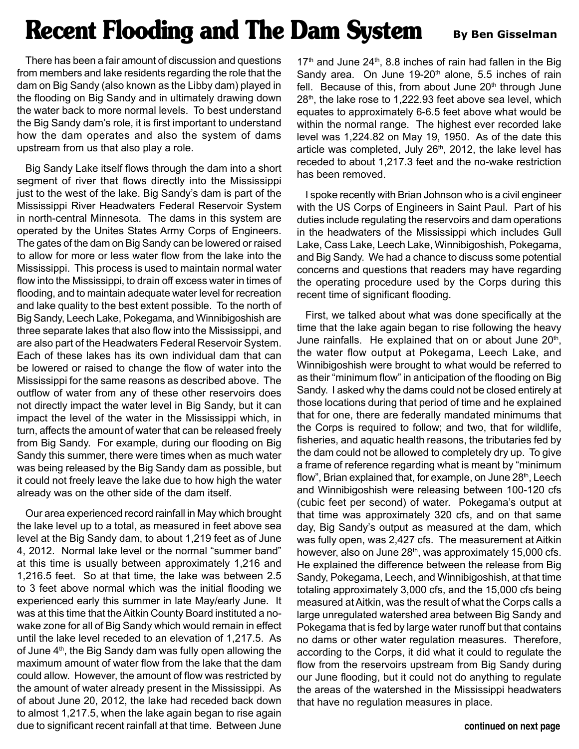# Recent Flooding and The Dam System

**By Ben Gisselman**

There has been a fair amount of discussion and questions from members and lake residents regarding the role that the dam on Big Sandy (also known as the Libby dam) played in the flooding on Big Sandy and in ultimately drawing down the water back to more normal levels. To best understand the Big Sandy dam's role, it is first important to understand how the dam operates and also the system of dams upstream from us that also play a role.

Big Sandy Lake itself flows through the dam into a short segment of river that flows directly into the Mississippi just to the west of the lake. Big Sandy's dam is part of the Mississippi River Headwaters Federal Reservoir System in north-central Minnesota. The dams in this system are operated by the Unites States Army Corps of Engineers. The gates of the dam on Big Sandy can be lowered or raised to allow for more or less water flow from the lake into the Mississippi. This process is used to maintain normal water flow into the Mississippi, to drain off excess water in times of flooding, and to maintain adequate water level for recreation and lake quality to the best extent possible. To the north of Big Sandy, Leech Lake, Pokegama, and Winnibigoshish are three separate lakes that also flow into the Mississippi, and are also part of the Headwaters Federal Reservoir System. Each of these lakes has its own individual dam that can be lowered or raised to change the flow of water into the Mississippi for the same reasons as described above. The outflow of water from any of these other reservoirs does not directly impact the water level in Big Sandy, but it can impact the level of the water in the Mississippi which, in turn, affects the amount of water that can be released freely from Big Sandy. For example, during our flooding on Big Sandy this summer, there were times when as much water was being released by the Big Sandy dam as possible, but it could not freely leave the lake due to how high the water already was on the other side of the dam itself.

Our area experienced record rainfall in May which brought the lake level up to a total, as measured in feet above sea level at the Big Sandy dam, to about 1,219 feet as of June 4, 2012. Normal lake level or the normal "summer band" at this time is usually between approximately 1,216 and 1,216.5 feet. So at that time, the lake was between 2.5 to 3 feet above normal which was the initial flooding we experienced early this summer in late May/early June. It was at this time that the Aitkin County Board instituted a no-wake zone for all of Big Sandy which would remain in effect until the lake level receded to an elevation of 1,217.5. As of June 4th, the Big Sandy dam was fully open allowing the maximum amount of water flow from the lake that the dam could allow. However, the amount of flow was restricted by the amount of water already present in the Mississippi. As of about June 20, 2012, the lake had receded back down to almost 1,217.5, when the lake again began to rise again due to significant recent rainfall at that time. Between June 17th and June 24th, 8.8 inches of rain had fallen in the Big Sandy area. On June 19-20th alone, 5.5 inches of rain fell. Because of this, from about June 20th through June 28th, the lake rose to 1,222.93 feet above sea level, which equates to approximately 6-6.5 feet above what would be within the normal range. The highest ever recorded lake level was 1,224.82 on May 19, 1950. As of the date this article was completed, July 26th, 2012, the lake level has receded to about 1,217.3 feet and the no-wake restriction has been removed.

I spoke recently with Brian Johnson who is a civil engineer with the US Corps of Engineers in Saint Paul. Part of his duties include regulating the reservoirs and dam operations in the headwaters of the Mississippi which includes Gull Lake, Cass Lake, Leech Lake, Winnibigoshish, Pokegama, and Big Sandy. We had a chance to discuss some potential concerns and questions that readers may have regarding the operating procedure used by the Corps during this recent time of significant flooding.

First, we talked about what was done specifically at the time that the lake again began to rise following the heavy June rainfalls. He explained that on or about June 20th, the water flow output at Pokegama, Leech Lake, and Winnibigoshish were brought to what would be referred to as their "minimum flow" in anticipation of the flooding on Big Sandy. I asked why the dams could not be closed entirely at those locations during that period of time and he explained that for one, there are federally mandated minimums that the Corps is required to follow; and two, that for wildlife, fisheries, and aquatic health reasons, the tributaries fed by the dam could not be allowed to completely dry up. To give a frame of reference regarding what is meant by "minimum flow", Brian explained that, for example, on June 28th, Leech and Winnibigoshish were releasing between 100-120 cfs (cubic feet per second) of water. Pokegama's output at that time was approximately 320 cfs, and on that same day, Big Sandy's output as measured at the dam, which was fully open, was 2,427 cfs. The measurement at Aitkin however, also on June 28th, was approximately 15,000 cfs. He explained the difference between the release from Big Sandy, Pokegama, Leech, and Winnibigoshish, at that time totaling approximately 3,000 cfs, and the 15,000 cfs being measured at Aitkin, was the result of what the Corps calls a large unregulated watershed area between Big Sandy and Pokegama that is fed by large water runoff but that contains no dams or other water regulation measures. Therefore, according to the Corps, it did what it could to regulate the flow from the reservoirs upstream from Big Sandy during our June flooding, but it could not do anything to regulate the areas of the watershed in the Mississippi headwaters that have no regulation measures in place.

**continued on next page**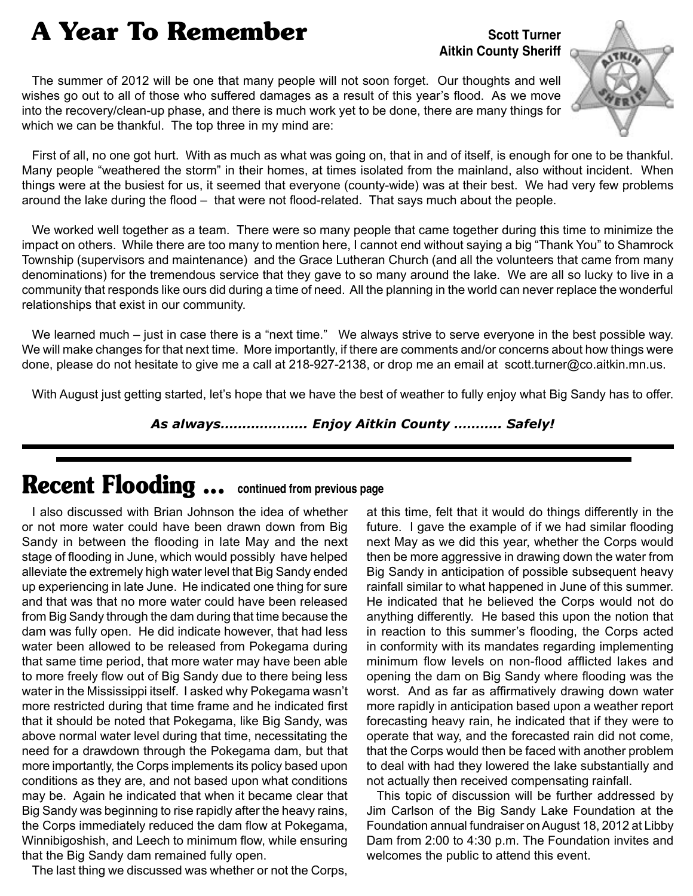# A Year To Remember

**Scott Turner**
**Aitkin County Sheriff**

The summer of 2012 will be one that many people will not soon forget. Our thoughts and well wishes go out to all of those who suffered damages as a result of this year's flood. As we move into the recovery/clean-up phase, and there is much work yet to be done, there are many things for which we can be thankful. The top three in my mind are:

First of all, no one got hurt. With as much as what was going on, that in and of itself, is enough for one to be thankful. Many people "weathered the storm" in their homes, at times isolated from the mainland, also without incident. When things were at the busiest for us, it seemed that everyone (county-wide) was at their best. We had very few problems around the lake during the flood – that were not flood-related. That says much about the people.

We worked well together as a team. There were so many people that came together during this time to minimize the impact on others. While there are too many to mention here, I cannot end without saying a big "Thank You" to Shamrock Township (supervisors and maintenance) and the Grace Lutheran Church (and all the volunteers that came from many denominations) for the tremendous service that they gave to so many around the lake. We are all so lucky to live in a community that responds like ours did during a time of need. All the planning in the world can never replace the wonderful relationships that exist in our community.

We learned much – just in case there is a "next time." We always strive to serve everyone in the best possible way. We will make changes for that next time. More importantly, if there are comments and/or concerns about how things were done, please do not hesitate to give me a call at 218-927-2138, or drop me an email at scott.turner@co.aitkin.mn.us.

With August just getting started, let's hope that we have the best of weather to fully enjoy what Big Sandy has to offer.

***As always.................... Enjoy Aitkin County ........... Safely!***

# Recent Flooding ... continued from previous page

I also discussed with Brian Johnson the idea of whether or not more water could have been drawn down from Big Sandy in between the flooding in late May and the next stage of flooding in June, which would possibly have helped alleviate the extremely high water level that Big Sandy ended up experiencing in late June. He indicated one thing for sure and that was that no more water could have been released from Big Sandy through the dam during that time because the dam was fully open. He did indicate however, that had less water been allowed to be released from Pokegama during that same time period, that more water may have been able to more freely flow out of Big Sandy due to there being less water in the Mississippi itself. I asked why Pokegama wasn't more restricted during that time frame and he indicated first that it should be noted that Pokegama, like Big Sandy, was above normal water level during that time, necessitating the need for a drawdown through the Pokegama dam, but that more importantly, the Corps implements its policy based upon conditions as they are, and not based upon what conditions may be. Again he indicated that when it became clear that Big Sandy was beginning to rise rapidly after the heavy rains, the Corps immediately reduced the dam flow at Pokegama, Winnibigoshish, and Leech to minimum flow, while ensuring that the Big Sandy dam remained fully open.

The last thing we discussed was whether or not the Corps, at this time, felt that it would do things differently in the future. I gave the example of if we had similar flooding next May as we did this year, whether the Corps would then be more aggressive in drawing down the water from Big Sandy in anticipation of possible subsequent heavy rainfall similar to what happened in June of this summer. He indicated that he believed the Corps would not do anything differently. He based this upon the notion that in reaction to this summer's flooding, the Corps acted in conformity with its mandates regarding implementing minimum flow levels on non-flood afflicted lakes and opening the dam on Big Sandy where flooding was the worst. And as far as affirmatively drawing down water more rapidly in anticipation based upon a weather report forecasting heavy rain, he indicated that if they were to operate that way, and the forecasted rain did not come, that the Corps would then be faced with another problem to deal with had they lowered the lake substantially and not actually then received compensating rainfall.

This topic of discussion will be further addressed by Jim Carlson of the Big Sandy Lake Foundation at the Foundation annual fundraiser on August 18, 2012 at Libby Dam from 2:00 to 4:30 p.m. The Foundation invites and welcomes the public to attend this event.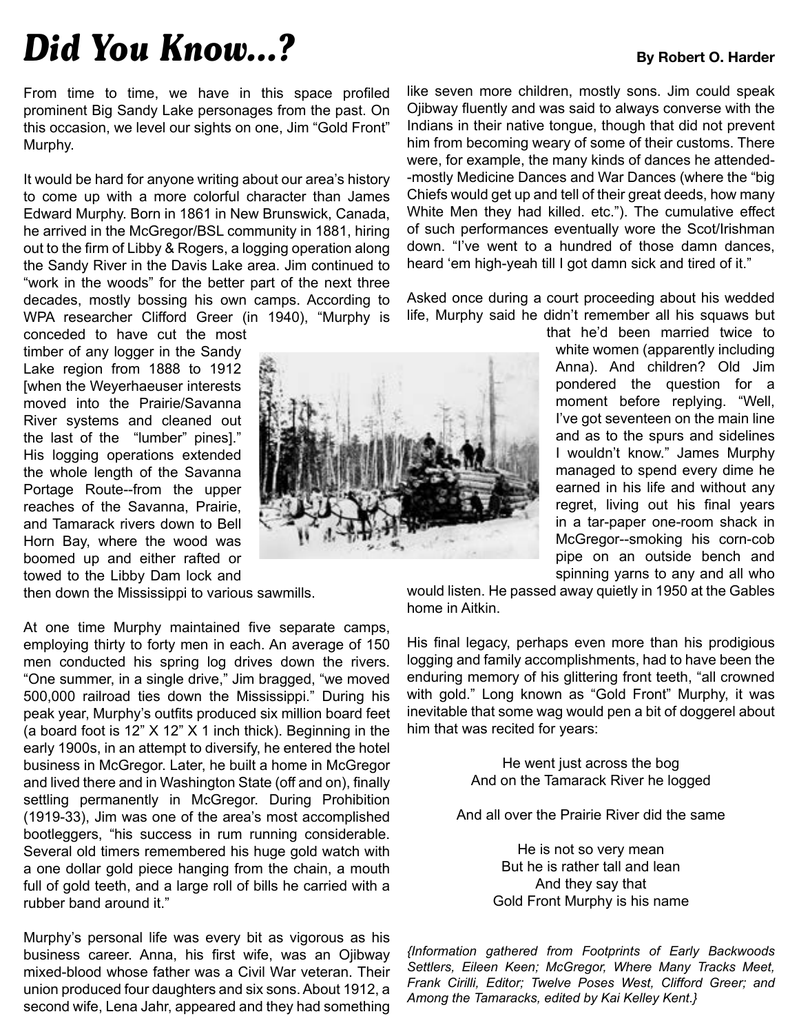# Did You Know...?

**By Robert O. Harder**

From time to time, we have in this space profiled prominent Big Sandy Lake personages from the past. On this occasion, we level our sights on one, Jim "Gold Front" Murphy.

It would be hard for anyone writing about our area's history to come up with a more colorful character than James Edward Murphy. Born in 1861 in New Brunswick, Canada, he arrived in the McGregor/BSL community in 1881, hiring out to the firm of Libby & Rogers, a logging operation along the Sandy River in the Davis Lake area. Jim continued to "work in the woods" for the better part of the next three decades, mostly bossing his own camps. According to WPA researcher Clifford Greer (in 1940), "Murphy is conceded to have cut the most timber of any logger in the Sandy Lake region from 1888 to 1912 [when the Weyerhaeuser interests moved into the Prairie/Savanna River systems and cleaned out the last of the "lumber" pines]." His logging operations extended the whole length of the Savanna Portage Route--from the upper reaches of the Savanna, Prairie, and Tamarack rivers down to Bell Horn Bay, where the wood was boomed up and either rafted or towed to the Libby Dam lock and then down the Mississippi to various sawmills.

At one time Murphy maintained five separate camps, employing thirty to forty men in each. An average of 150 men conducted his spring log drives down the rivers. "One summer, in a single drive," Jim bragged, "we moved 500,000 railroad ties down the Mississippi." During his peak year, Murphy's outfits produced six million board feet (a board foot is 12" X 12" X 1 inch thick). Beginning in the early 1900s, in an attempt to diversify, he entered the hotel business in McGregor. Later, he built a home in McGregor and lived there and in Washington State (off and on), finally settling permanently in McGregor. During Prohibition (1919-33), Jim was one of the area's most accomplished bootleggers, "his success in rum running considerable. Several old timers remembered his huge gold watch with a one dollar gold piece hanging from the chain, a mouth full of gold teeth, and a large roll of bills he carried with a rubber band around it."

Murphy's personal life was every bit as vigorous as his business career. Anna, his first wife, was an Ojibway mixed-blood whose father was a Civil War veteran. Their union produced four daughters and six sons. About 1912, a second wife, Lena Jahr, appeared and they had something like seven more children, mostly sons. Jim could speak Ojibway fluently and was said to always converse with the Indians in their native tongue, though that did not prevent him from becoming weary of some of their customs. There were, for example, the many kinds of dances he attended--mostly Medicine Dances and War Dances (where the "big Chiefs would get up and tell of their great deeds, how many White Men they had killed. etc."). The cumulative effect of such performances eventually wore the Scot/Irishman down. "I've went to a hundred of those damn dances, heard 'em high-yeah till I got damn sick and tired of it."

Asked once during a court proceeding about his wedded life, Murphy said he didn't remember all his squaws but that he'd been married twice to white women (apparently including Anna). And children? Old Jim pondered the question for a moment before replying. "Well, I've got seventeen on the main line and as to the spurs and sidelines I wouldn't know." James Murphy managed to spend every dime he earned in his life and without any regret, living out his final years in a tar-paper one-room shack in McGregor--smoking his corn-cob pipe on an outside bench and spinning yarns to any and all who would listen. He passed away quietly in 1950 at the Gables home in Aitkin.

His final legacy, perhaps even more than his prodigious logging and family accomplishments, had to have been the enduring memory of his glittering front teeth, "all crowned with gold." Long known as "Gold Front" Murphy, it was inevitable that some wag would pen a bit of doggerel about him that was recited for years:

He went just across the bog  
And on the Tamarack River he logged

And all over the Prairie River did the same

He is not so very mean  
But he is rather tall and lean  
And they say that  
Gold Front Murphy is his name

*{Information gathered from Footprints of Early Backwoods Settlers, Eileen Keen; McGregor, Where Many Tracks Meet, Frank Cirilli, Editor; Twelve Poses West, Clifford Greer; and Among the Tamaracks, edited by Kai Kelley Kent.}*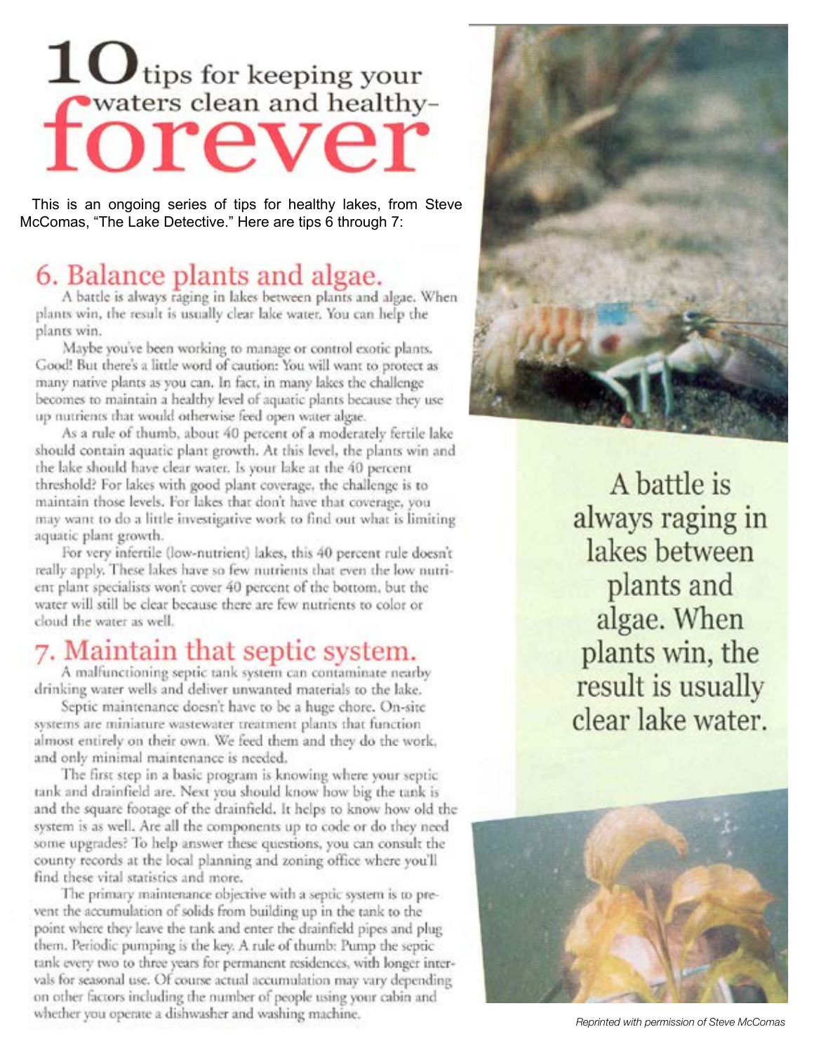# 10 tips for keeping your waters clean and healthy– forever

This is an ongoing series of tips for healthy lakes, from Steve McComas, "The Lake Detective." Here are tips 6 through 7:

## 6. Balance plants and algae.

A battle is always raging in lakes between plants and algae. When plants win, the result is usually clear lake water. You can help the plants win.

Maybe you've been working to manage or control exotic plants. Good! But there's a little word of caution: You will want to protect as many native plants as you can. In fact, in many lakes the challenge becomes to maintain a healthy level of aquatic plants because they use up nutrients that would otherwise feed open water algae.

As a rule of thumb, about 40 percent of a moderately fertile lake should contain aquatic plant growth. At this level, the plants win and the lake should have clear water. Is your lake at the 40 percent threshold? For lakes with good plant coverage, the challenge is to maintain those levels. For lakes that don't have that coverage, you may want to do a little investigative work to find out what is limiting aquatic plant growth.

For very infertile (low-nutrient) lakes, this 40 percent rule doesn't really apply. These lakes have so few nutrients that even the low nutrient plant specialists won't cover 40 percent of the bottom, but the water will still be clear because there are few nutrients to color or cloud the water as well.

## 7. Maintain that septic system.

A malfunctioning septic tank system can contaminate nearby drinking water wells and deliver unwanted materials to the lake.

Septic maintenance doesn't have to be a huge chore. On-site systems are miniature wastewater treatment plants that function almost entirely on their own. We feed them and they do the work, and only minimal maintenance is needed.

The first step in a basic program is knowing where your septic tank and drainfield are. Next you should know how big the tank is and the square footage of the drainfield. It helps to know how old the system is as well. Are all the components up to code or do they need some upgrades? To help answer these questions, you can consult the county records at the local planning and zoning office where you'll find these vital statistics and more.

The primary maintenance objective with a septic system is to prevent the accumulation of solids from building up in the tank to the point where they leave the tank and enter the drainfield pipes and plug them. Periodic pumping is the key. A rule of thumb: Pump the septic tank every two to three years for permanent residences, with longer intervals for seasonal use. Of course actual accumulation may vary depending on other factors including the number of people using your cabin and whether you operate a dishwasher and washing machine.

A battle is always raging in lakes between plants and algae. When plants win, the result is usually clear lake water.

*Reprinted with permission of Steve McComas*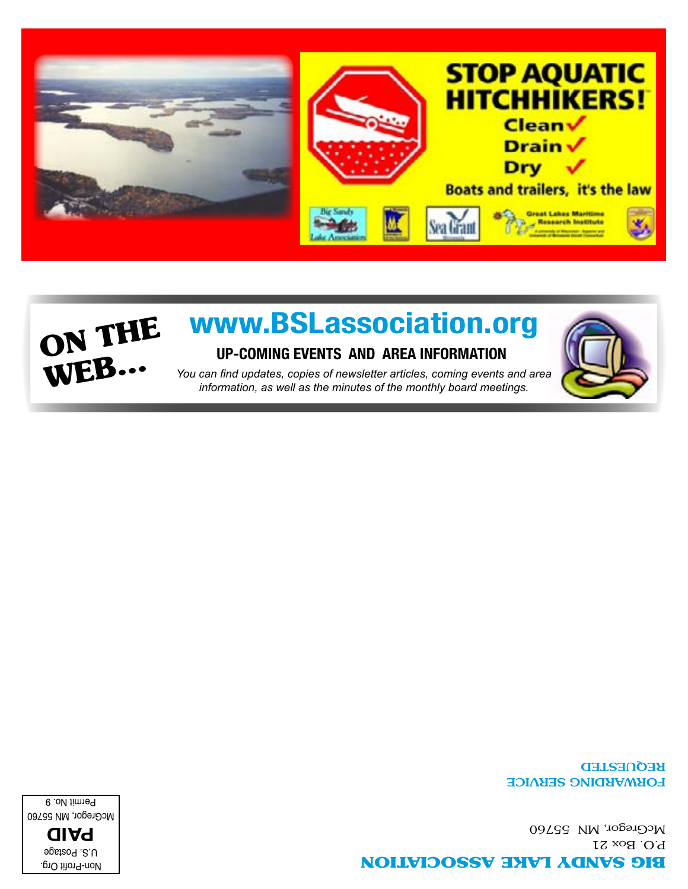# STOP AQUATIC HITCHHIKERS!

Clean ✓

Drain ✓

Dry ✓

Boats and trailers, it's the law

Big Sandy Lake Association

Sea Grant

Great Lakes Maritime Research Institute

---

## ON THE WEB...

## www.BSLassociation.org

**UP-COMING EVENTS AND AREA INFORMATION**

*You can find updates, copies of newsletter articles, coming events and area information, as well as the minutes of the monthly board meetings.*

---

**BIG SANDY LAKE ASSOCIATION**
P.O. Box 21
McGregor, MN 55760

FORWARDING SERVICE REQUESTED

Non-Profit Org.
U.S. Postage
**PAID**
McGregor, MN 55760
Permit No. 9